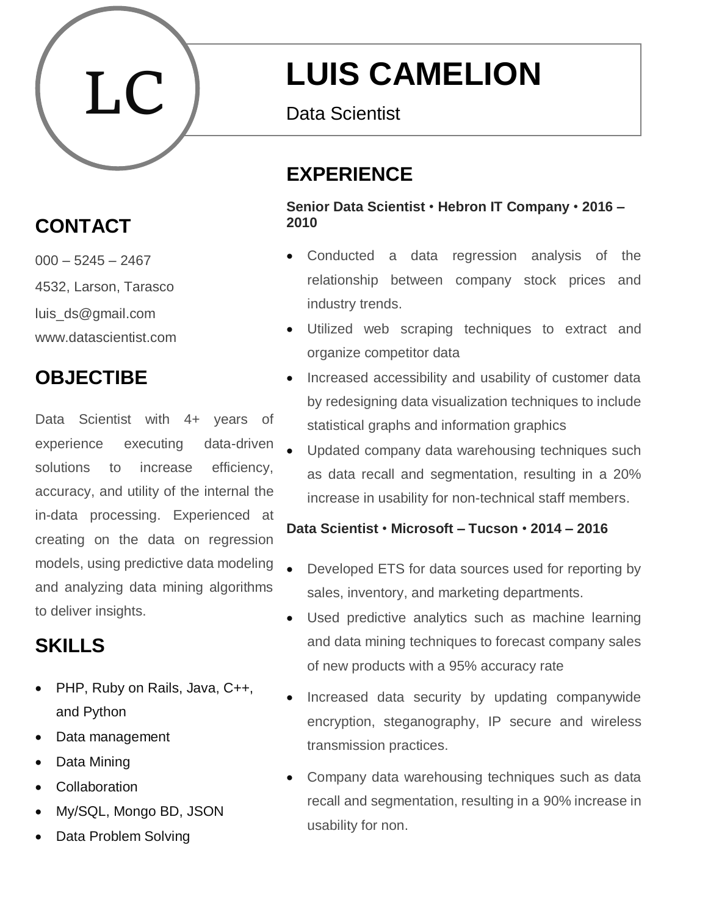LC

# LUIS CAMELION

Data Scientist

## CONTACT

000 – 5245 – 2467

4532, Larson, Tarasco

luis_ds@gmail.com

www.datascientist.com

## OBJECTIBE

Data Scientist with 4+ years of experience executing data-driven solutions to increase efficiency, accuracy, and utility of the internal the in-data processing. Experienced at creating on the data on regression models, using predictive data modeling and analyzing data mining algorithms to deliver insights.

## SKILLS

- PHP, Ruby on Rails, Java, C++, and Python
- Data management
- Data Mining
- Collaboration
- My/SQL, Mongo BD, JSON
- Data Problem Solving

## EXPERIENCE

**Senior Data Scientist** • **Hebron IT Company** • **2016 – 2010**

- Conducted a data regression analysis of the relationship between company stock prices and industry trends.
- Utilized web scraping techniques to extract and organize competitor data
- Increased accessibility and usability of customer data by redesigning data visualization techniques to include statistical graphs and information graphics
- Updated company data warehousing techniques such as data recall and segmentation, resulting in a 20% increase in usability for non-technical staff members.

**Data Scientist** • **Microsoft – Tucson** • **2014 – 2016**

- Developed ETS for data sources used for reporting by sales, inventory, and marketing departments.
- Used predictive analytics such as machine learning and data mining techniques to forecast company sales of new products with a 95% accuracy rate
- Increased data security by updating companywide encryption, steganography, IP secure and wireless transmission practices.
- Company data warehousing techniques such as data recall and segmentation, resulting in a 90% increase in usability for non.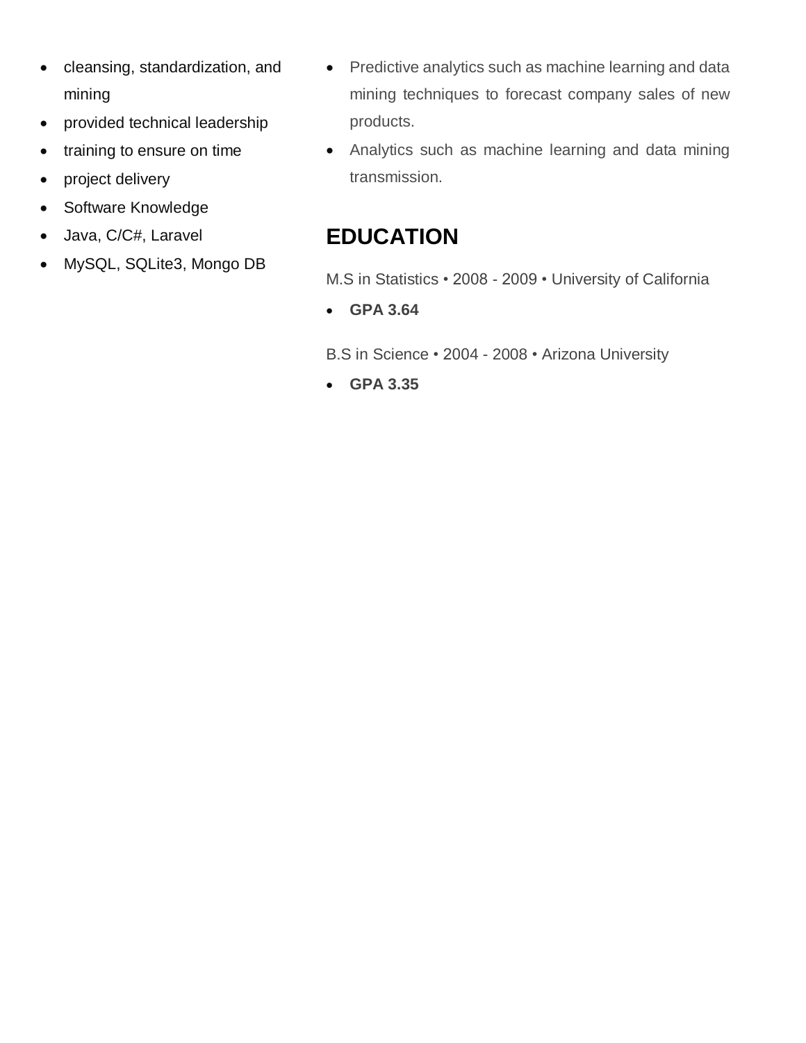- cleansing, standardization, and mining
- provided technical leadership
- training to ensure on time
- project delivery
- Software Knowledge
- Java, C/C#, Laravel
- MySQL, SQLite3, Mongo DB

- Predictive analytics such as machine learning and data mining techniques to forecast company sales of new products.
- Analytics such as machine learning and data mining transmission.

## EDUCATION

M.S in Statistics • 2008 - 2009 • University of California

- **GPA 3.64**

B.S in Science • 2004 - 2008 • Arizona University

- **GPA 3.35**